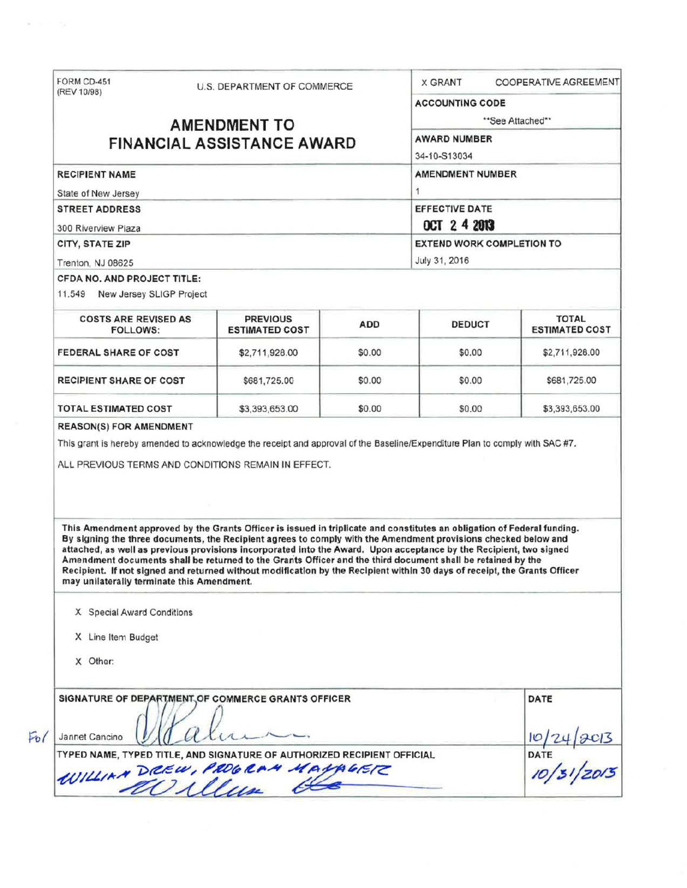FORM CD-451
(REV 10/98)

U.S. DEPARTMENT OF COMMERCE

# AMENDMENT TO FINANCIAL ASSISTANCE AWARD

X GRANT COOPERATIVE AGREEMENT

**ACCOUNTING CODE**
**See Attached**

**AWARD NUMBER**
34-10-S13034

**RECIPIENT NAME**
State of New Jersey

**AMENDMENT NUMBER**
1

**STREET ADDRESS**
300 Riverview Plaza

**EFFECTIVE DATE**
OCT 24 2013

**CITY, STATE ZIP**
Trenton, NJ 08625

**EXTEND WORK COMPLETION TO**
July 31, 2016

**CFDA NO. AND PROJECT TITLE:**
11.549 New Jersey SLIGP Project

| COSTS ARE REVISED AS FOLLOWS: | PREVIOUS ESTIMATED COST | ADD | DEDUCT | TOTAL ESTIMATED COST |
|---|---|---|---|---|
| FEDERAL SHARE OF COST | $2,711,928.00 | $0.00 | $0.00 | $2,711,928.00 |
| RECIPIENT SHARE OF COST | $681,725.00 | $0.00 | $0.00 | $681,725.00 |
| TOTAL ESTIMATED COST | $3,393,653.00 | $0.00 | $0.00 | $3,393,653.00 |

**REASON(S) FOR AMENDMENT**

This grant is hereby amended to acknowledge the receipt and approval of the Baseline/Expenditure Plan to comply with SAC #7.

ALL PREVIOUS TERMS AND CONDITIONS REMAIN IN EFFECT.

**This Amendment approved by the Grants Officer is issued in triplicate and constitutes an obligation of Federal funding. By signing the three documents, the Recipient agrees to comply with the Amendment provisions checked below and attached, as well as previous provisions incorporated into the Award. Upon acceptance by the Recipient, two signed Amendment documents shall be returned to the Grants Officer and the third document shall be retained by the Recipient. If not signed and returned without modification by the Recipient within 30 days of receipt, the Grants Officer may unilaterally terminate this Amendment.**

X Special Award Conditions

X Line Item Budget

X Other:

| SIGNATURE OF DEPARTMENT OF COMMERCE GRANTS OFFICER | DATE |
|---|---|
| For Jannet Cancino | 10/24/2013 |
| **TYPED NAME, TYPED TITLE, AND SIGNATURE OF AUTHORIZED RECIPIENT OFFICIAL** | **DATE** |
| WILLIAM DREW, PROGRAM MANAGER | 10/31/2013 |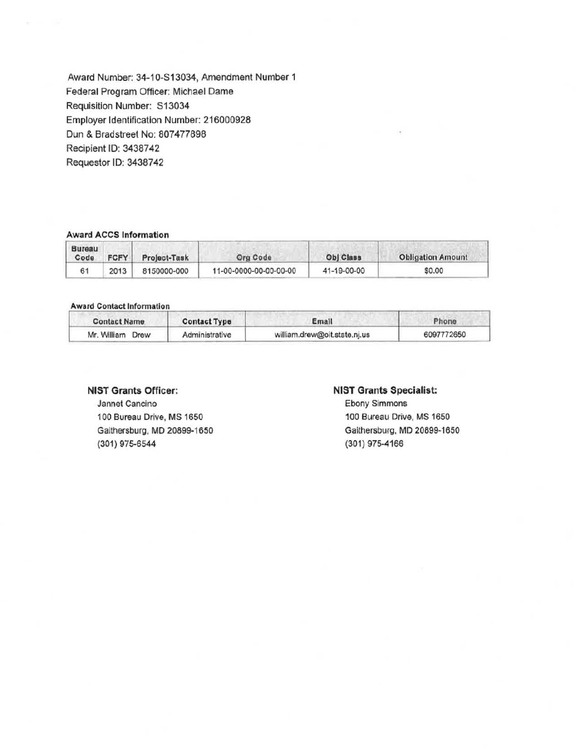Award Number: 34-10-S13034, Amendment Number 1
Federal Program Officer: Michael Dame
Requisition Number: S13034
Employer Identification Number: 216000928
Dun & Bradstreet No: 807477898
Recipient ID: 3438742
Requestor ID: 3438742

**Award ACCS Information**

| Bureau Code | FCFY | Project-Task | Org Code | Obj Class | Obligation Amount |
|---|---|---|---|---|---|
| 61 | 2013 | 8150000-000 | 11-00-0000-00-00-00-00 | 41-19-00-00 | $0.00 |

**Award Contact Information**

| Contact Name | Contact Type | Email | Phone |
|---|---|---|---|
| Mr. William Drew | Administrative | william.drew@oit.state.nj.us | 6097772650 |

**NIST Grants Officer:**
Jannet Cancino
100 Bureau Drive, MS 1650
Gaithersburg, MD 20899-1650
(301) 975-6544

**NIST Grants Specialist:**
Ebony Simmons
100 Bureau Drive, MS 1650
Gaithersburg, MD 20899-1650
(301) 975-4166